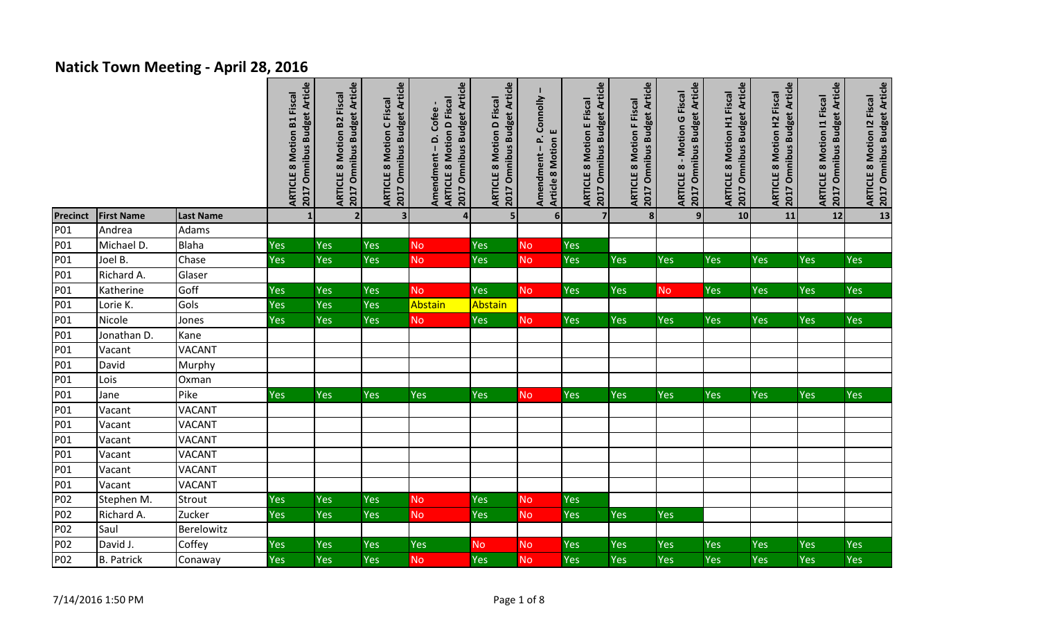# Natick Town Meeting - April 28, 2016

| Precinct | First Name | Last Name | ARTICLE 8 Motion B1 Fiscal 2017 Omnibus Budget Article | ARTICLE 8 Motion B2 Fiscal 2017 Omnibus Budget Article | ARTICLE 8 Motion C Fiscal 2017 Omnibus Budget Article | Amendment – D. Cofee - ARTICLE 8 Motion D Fiscal 2017 Omnibus Budget Article | ARTICLE 8 Motion D Fiscal 2017 Omnibus Budget Article | Amendment – P. Connolly – Article 8 Motion E | ARTICLE 8 Motion E Fiscal 2017 Omnibus Budget Article | ARTICLE 8 Motion F Fiscal 2017 Omnibus Budget Article | ARTICLE 8 - Motion G Fiscal 2017 Omnibus Budget Article | ARTICLE 8 Motion H1 Fiscal 2017 Omnibus Budget Article | ARTICLE 8 Motion H2 Fiscal 2017 Omnibus Budget Article | ARTICLE 8 Motion I1 Fiscal 2017 Omnibus Budget Article | ARTICLE 8 Motion I2 Fiscal 2017 Omnibus Budget Article |
|---|---|---|---|---|---|---|---|---|---|---|---|---|---|---|---|
| | | | 1 | 2 | 3 | 4 | 5 | 6 | 7 | 8 | 9 | 10 | 11 | 12 | 13 |
| P01 | Andrea | Adams | | | | | | | | | | | | | |
| P01 | Michael D. | Blaha | Yes | Yes | Yes | No | Yes | No | Yes | | | | | | |
| P01 | Joel B. | Chase | Yes | Yes | Yes | No | Yes | No | Yes | Yes | Yes | Yes | Yes | Yes | Yes |
| P01 | Richard A. | Glaser | | | | | | | | | | | | | |
| P01 | Katherine | Goff | Yes | Yes | Yes | No | Yes | No | Yes | Yes | No | Yes | Yes | Yes | Yes |
| P01 | Lorie K. | Gols | Yes | Yes | Yes | Abstain | Abstain | | | | | | | | |
| P01 | Nicole | Jones | Yes | Yes | Yes | No | Yes | No | Yes | Yes | Yes | Yes | Yes | Yes | Yes |
| P01 | Jonathan D. | Kane | | | | | | | | | | | | | |
| P01 | Vacant | VACANT | | | | | | | | | | | | | |
| P01 | David | Murphy | | | | | | | | | | | | | |
| P01 | Lois | Oxman | | | | | | | | | | | | | |
| P01 | Jane | Pike | Yes | Yes | Yes | Yes | Yes | No | Yes | Yes | Yes | Yes | Yes | Yes | Yes |
| P01 | Vacant | VACANT | | | | | | | | | | | | | |
| P01 | Vacant | VACANT | | | | | | | | | | | | | |
| P01 | Vacant | VACANT | | | | | | | | | | | | | |
| P01 | Vacant | VACANT | | | | | | | | | | | | | |
| P01 | Vacant | VACANT | | | | | | | | | | | | | |
| P01 | Vacant | VACANT | | | | | | | | | | | | | |
| P02 | Stephen M. | Strout | Yes | Yes | Yes | No | Yes | No | Yes | | | | | | |
| P02 | Richard A. | Zucker | Yes | Yes | Yes | No | Yes | No | Yes | Yes | Yes | | | | |
| P02 | Saul | Berelowitz | | | | | | | | | | | | | |
| P02 | David J. | Coffey | Yes | Yes | Yes | Yes | No | No | Yes | Yes | Yes | Yes | Yes | Yes | Yes |
| P02 | B. Patrick | Conaway | Yes | Yes | Yes | No | Yes | No | Yes | Yes | Yes | Yes | Yes | Yes | Yes |

7/14/2016 1:50 PM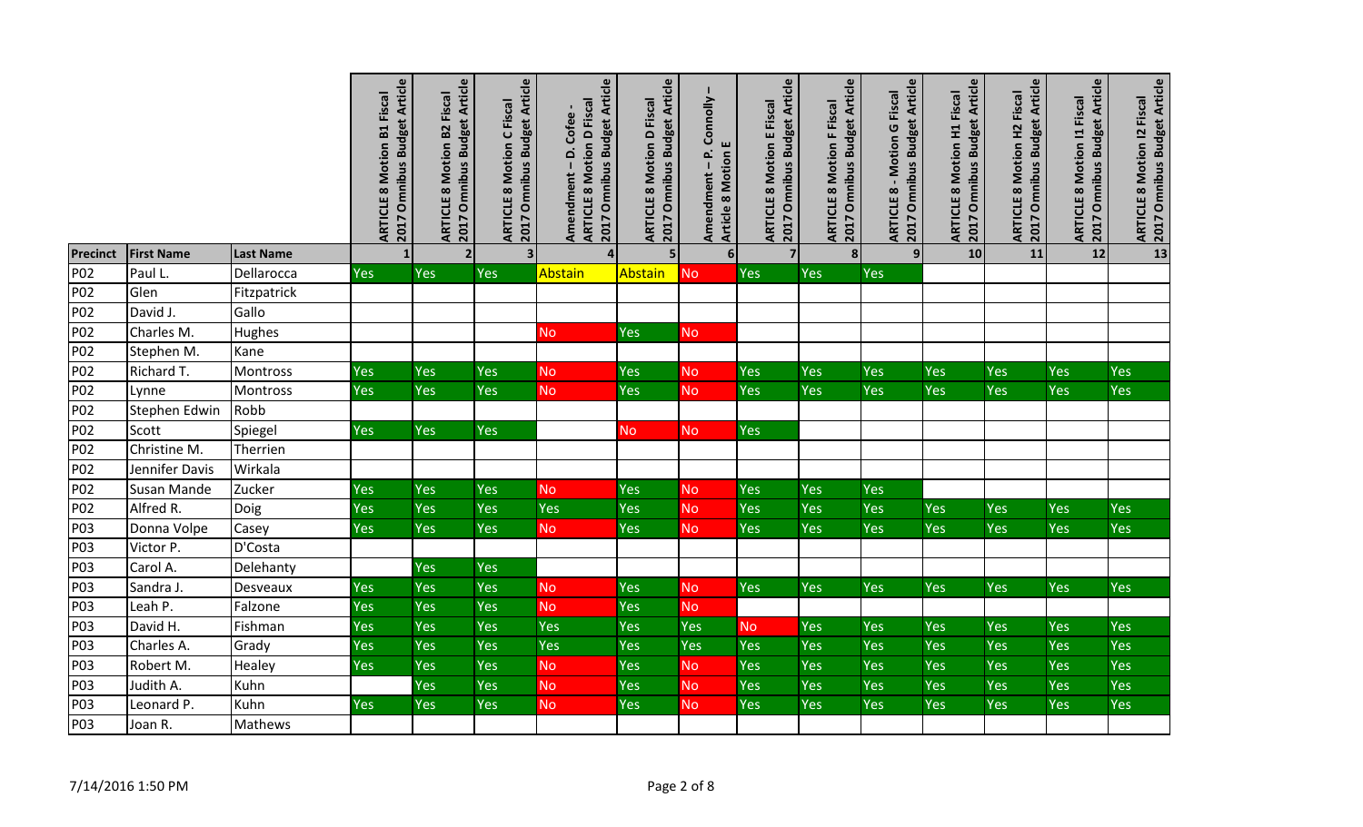| Precinct | First Name | Last Name | ARTICLE 8 Motion B1 Fiscal 2017 Omnibus Budget Article | ARTICLE 8 Motion B2 Fiscal 2017 Omnibus Budget Article | ARTICLE 8 Motion C Fiscal 2017 Omnibus Budget Article | Amendment – D. Cofee - ARTICLE 8 Motion D Fiscal 2017 Omnibus Budget Article | ARTICLE 8 Motion D Fiscal 2017 Omnibus Budget Article | Amendment – P. Connolly – Article 8 Motion E | ARTICLE 8 Motion E Fiscal 2017 Omnibus Budget Article | ARTICLE 8 Motion F Fiscal 2017 Omnibus Budget Article | ARTICLE 8 - Motion G Fiscal 2017 Omnibus Budget Article | ARTICLE 8 Motion H1 Fiscal 2017 Omnibus Budget Article | ARTICLE 8 Motion H2 Fiscal 2017 Omnibus Budget Article | ARTICLE 8 Motion I1 Fiscal 2017 Omnibus Budget Article | ARTICLE 8 Motion I2 Fiscal 2017 Omnibus Budget Article |
|---|---|---|---|---|---|---|---|---|---|---|---|---|---|---|---|
| | | | 1 | 2 | 3 | 4 | 5 | 6 | 7 | 8 | 9 | 10 | 11 | 12 | 13 |
| P02 | Paul L. | Dellarocca | Yes | Yes | Yes | Abstain | Abstain | No | Yes | Yes | Yes | | | | |
| P02 | Glen | Fitzpatrick | | | | | | | | | | | | | |
| P02 | David J. | Gallo | | | | | | | | | | | | | |
| P02 | Charles M. | Hughes | | | | No | Yes | No | | | | | | | |
| P02 | Stephen M. | Kane | | | | | | | | | | | | | |
| P02 | Richard T. | Montross | Yes | Yes | Yes | No | Yes | No | Yes | Yes | Yes | Yes | Yes | Yes | Yes |
| P02 | Lynne | Montross | Yes | Yes | Yes | No | Yes | No | Yes | Yes | Yes | Yes | Yes | Yes | Yes |
| P02 | Stephen Edwin | Robb | | | | | | | | | | | | | |
| P02 | Scott | Spiegel | Yes | Yes | Yes | | No | No | Yes | | | | | | |
| P02 | Christine M. | Therrien | | | | | | | | | | | | | |
| P02 | Jennifer Davis | Wirkala | | | | | | | | | | | | | |
| P02 | Susan Mande | Zucker | Yes | Yes | Yes | No | Yes | No | Yes | Yes | Yes | | | | |
| P02 | Alfred R. | Doig | Yes | Yes | Yes | Yes | Yes | No | Yes | Yes | Yes | Yes | Yes | Yes | Yes |
| P03 | Donna Volpe | Casey | Yes | Yes | Yes | No | Yes | No | Yes | Yes | Yes | Yes | Yes | Yes | Yes |
| P03 | Victor P. | D'Costa | | | | | | | | | | | | | |
| P03 | Carol A. | Delehanty | | Yes | Yes | | | | | | | | | | |
| P03 | Sandra J. | Desveaux | Yes | Yes | Yes | No | Yes | No | Yes | Yes | Yes | Yes | Yes | Yes | Yes |
| P03 | Leah P. | Falzone | Yes | Yes | Yes | No | Yes | No | | | | | | | |
| P03 | David H. | Fishman | Yes | Yes | Yes | Yes | Yes | Yes | No | Yes | Yes | Yes | Yes | Yes | Yes |
| P03 | Charles A. | Grady | Yes | Yes | Yes | Yes | Yes | Yes | Yes | Yes | Yes | Yes | Yes | Yes | Yes |
| P03 | Robert M. | Healey | Yes | Yes | Yes | No | Yes | No | Yes | Yes | Yes | Yes | Yes | Yes | Yes |
| P03 | Judith A. | Kuhn | | Yes | Yes | No | Yes | No | Yes | Yes | Yes | Yes | Yes | Yes | Yes |
| P03 | Leonard P. | Kuhn | Yes | Yes | Yes | No | Yes | No | Yes | Yes | Yes | Yes | Yes | Yes | Yes |
| P03 | Joan R. | Mathews | | | | | | | | | | | | | |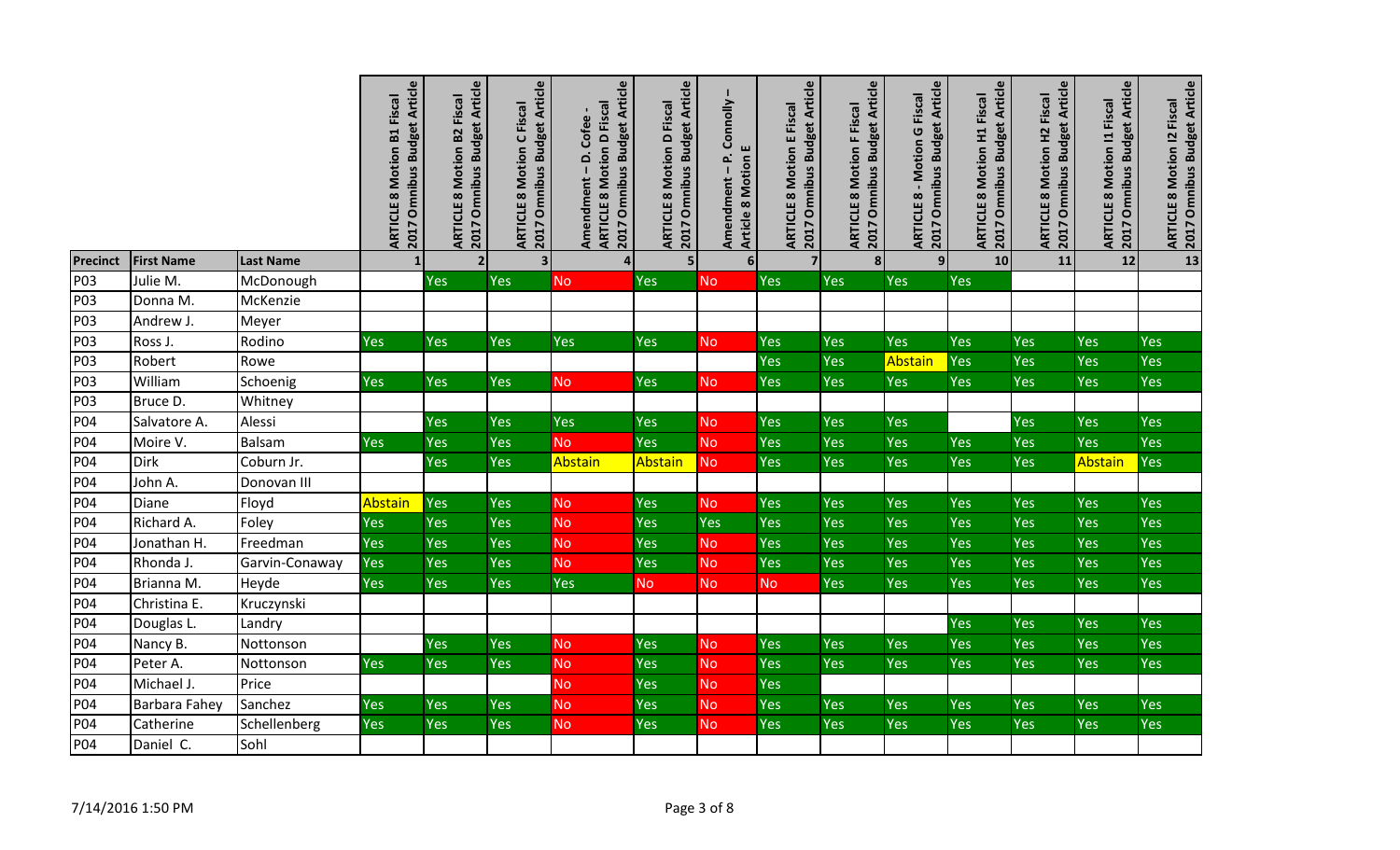| Precinct | First Name | Last Name | ARTICLE 8 Motion B1 Fiscal 2017 Omnibus Budget Article | ARTICLE 8 Motion B2 Fiscal 2017 Omnibus Budget Article | ARTICLE 8 Motion C Fiscal 2017 Omnibus Budget Article | Amendment – D. Cofee - ARTICLE 8 Motion D Fiscal 2017 Omnibus Budget Article | ARTICLE 8 Motion D Fiscal 2017 Omnibus Budget Article | Amendment – P. Connolly – Article 8 Motion E | ARTICLE 8 Motion E Fiscal 2017 Omnibus Budget Article | ARTICLE 8 Motion F Fiscal 2017 Omnibus Budget Article | ARTICLE 8 - Motion G Fiscal 2017 Omnibus Budget Article | ARTICLE 8 Motion H1 Fiscal 2017 Omnibus Budget Article | ARTICLE 8 Motion H2 Fiscal 2017 Omnibus Budget Article | ARTICLE 8 Motion I1 Fiscal 2017 Omnibus Budget Article | ARTICLE 8 Motion I2 Fiscal 2017 Omnibus Budget Article |
|---|---|---|---|---|---|---|---|---|---|---|---|---|---|---|---|
| | | | 1 | 2 | 3 | 4 | 5 | 6 | 7 | 8 | 9 | 10 | 11 | 12 | 13 |
| P03 | Julie M. | McDonough | | Yes | Yes | No | Yes | No | Yes | Yes | Yes | Yes | | | |
| P03 | Donna M. | McKenzie | | | | | | | | | | | | | |
| P03 | Andrew J. | Meyer | | | | | | | | | | | | | |
| P03 | Ross J. | Rodino | Yes | Yes | Yes | Yes | Yes | No | Yes | Yes | Yes | Yes | Yes | Yes | Yes |
| P03 | Robert | Rowe | | | | | | | Yes | Yes | Abstain | Yes | Yes | Yes | Yes |
| P03 | William | Schoenig | Yes | Yes | Yes | No | Yes | No | Yes | Yes | Yes | Yes | Yes | Yes | Yes |
| P03 | Bruce D. | Whitney | | | | | | | | | | | | | |
| P04 | Salvatore A. | Alessi | | Yes | Yes | Yes | Yes | No | Yes | Yes | Yes | | Yes | Yes | Yes |
| P04 | Moire V. | Balsam | Yes | Yes | Yes | No | Yes | No | Yes | Yes | Yes | Yes | Yes | Yes | Yes |
| P04 | Dirk | Coburn Jr. | | Yes | Yes | Abstain | Abstain | No | Yes | Yes | Yes | Yes | Yes | Abstain | Yes |
| P04 | John A. | Donovan III | | | | | | | | | | | | | |
| P04 | Diane | Floyd | Abstain | Yes | Yes | No | Yes | No | Yes | Yes | Yes | Yes | Yes | Yes | Yes |
| P04 | Richard A. | Foley | Yes | Yes | Yes | No | Yes | Yes | Yes | Yes | Yes | Yes | Yes | Yes | Yes |
| P04 | Jonathan H. | Freedman | Yes | Yes | Yes | No | Yes | No | Yes | Yes | Yes | Yes | Yes | Yes | Yes |
| P04 | Rhonda J. | Garvin-Conaway | Yes | Yes | Yes | No | Yes | No | Yes | Yes | Yes | Yes | Yes | Yes | Yes |
| P04 | Brianna M. | Heyde | Yes | Yes | Yes | Yes | No | No | No | Yes | Yes | Yes | Yes | Yes | Yes |
| P04 | Christina E. | Kruczynski | | | | | | | | | | | | | |
| P04 | Douglas L. | Landry | | | | | | | | | | Yes | Yes | Yes | Yes |
| P04 | Nancy B. | Nottonson | | Yes | Yes | No | Yes | No | Yes | Yes | Yes | Yes | Yes | Yes | Yes |
| P04 | Peter A. | Nottonson | Yes | Yes | Yes | No | Yes | No | Yes | Yes | Yes | Yes | Yes | Yes | Yes |
| P04 | Michael J. | Price | | | | No | Yes | No | Yes | | | | | | |
| P04 | Barbara Fahey | Sanchez | Yes | Yes | Yes | No | Yes | No | Yes | Yes | Yes | Yes | Yes | Yes | Yes |
| P04 | Catherine | Schellenberg | Yes | Yes | Yes | No | Yes | No | Yes | Yes | Yes | Yes | Yes | Yes | Yes |
| P04 | Daniel C. | Sohl | | | | | | | | | | | | | |

7/14/2016 1:50 PM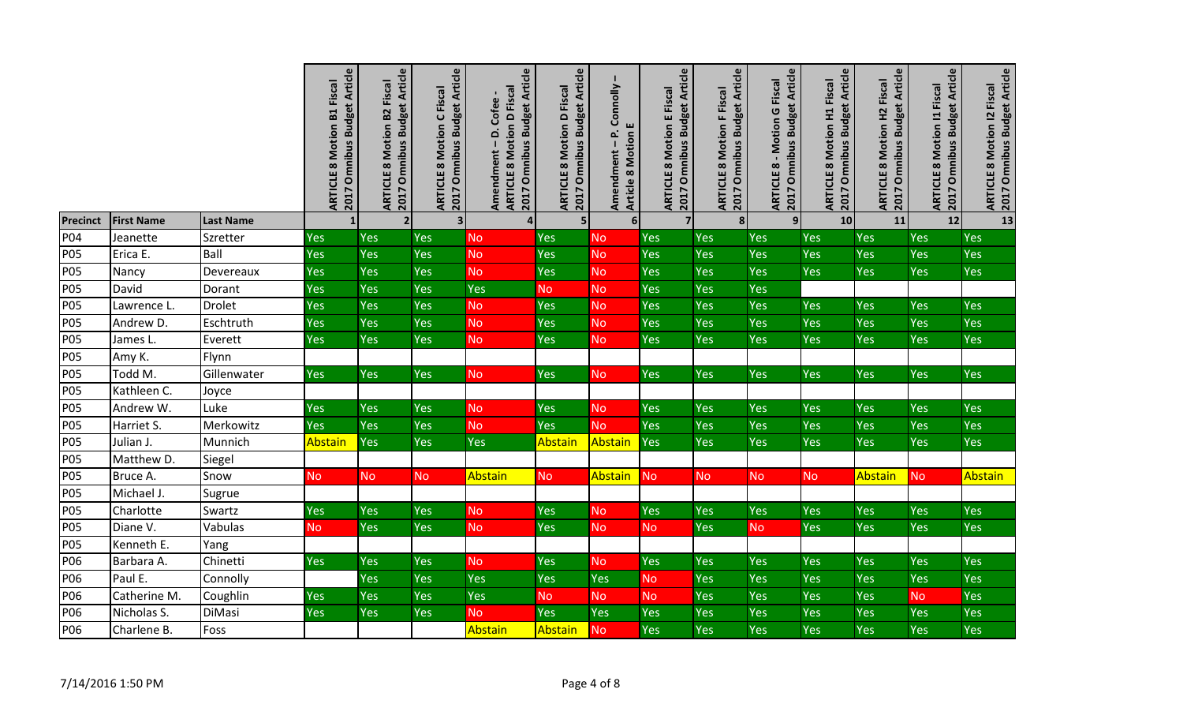| Precinct | First Name | Last Name | ARTICLE 8 Motion B1 Fiscal 2017 Omnibus Budget Article | ARTICLE 8 Motion B2 Fiscal 2017 Omnibus Budget Article | ARTICLE 8 Motion C Fiscal 2017 Omnibus Budget Article | Amendment – D. Cofee - ARTICLE 8 Motion D Fiscal 2017 Omnibus Budget Article | ARTICLE 8 Motion D Fiscal 2017 Omnibus Budget Article | Amendment – P. Connolly – Article 8 Motion E | ARTICLE 8 Motion E Fiscal 2017 Omnibus Budget Article | ARTICLE 8 Motion F Fiscal 2017 Omnibus Budget Article | ARTICLE 8 - Motion G Fiscal 2017 Omnibus Budget Article | ARTICLE 8 Motion H1 Fiscal 2017 Omnibus Budget Article | ARTICLE 8 Motion H2 Fiscal 2017 Omnibus Budget Article | ARTICLE 8 Motion I1 Fiscal 2017 Omnibus Budget Article | ARTICLE 8 Motion I2 Fiscal 2017 Omnibus Budget Article |
|---|---|---|---|---|---|---|---|---|---|---|---|---|---|---|---|
| | | | 1 | 2 | 3 | 4 | 5 | 6 | 7 | 8 | 9 | 10 | 11 | 12 | 13 |
| P04 | Jeanette | Szretter | Yes | Yes | Yes | No | Yes | No | Yes | Yes | Yes | Yes | Yes | Yes | Yes |
| P05 | Erica E. | Ball | Yes | Yes | Yes | No | Yes | No | Yes | Yes | Yes | Yes | Yes | Yes | Yes |
| P05 | Nancy | Devereaux | Yes | Yes | Yes | No | Yes | No | Yes | Yes | Yes | Yes | Yes | Yes | Yes |
| P05 | David | Dorant | Yes | Yes | Yes | Yes | No | No | Yes | Yes | Yes | | | | |
| P05 | Lawrence L. | Drolet | Yes | Yes | Yes | No | Yes | No | Yes | Yes | Yes | Yes | Yes | Yes | Yes |
| P05 | Andrew D. | Eschtruth | Yes | Yes | Yes | No | Yes | No | Yes | Yes | Yes | Yes | Yes | Yes | Yes |
| P05 | James L. | Everett | Yes | Yes | Yes | No | Yes | No | Yes | Yes | Yes | Yes | Yes | Yes | Yes |
| P05 | Amy K. | Flynn | | | | | | | | | | | | | |
| P05 | Todd M. | Gillenwater | Yes | Yes | Yes | No | Yes | No | Yes | Yes | Yes | Yes | Yes | Yes | Yes |
| P05 | Kathleen C. | Joyce | | | | | | | | | | | | | |
| P05 | Andrew W. | Luke | Yes | Yes | Yes | No | Yes | No | Yes | Yes | Yes | Yes | Yes | Yes | Yes |
| P05 | Harriet S. | Merkowitz | Yes | Yes | Yes | No | Yes | No | Yes | Yes | Yes | Yes | Yes | Yes | Yes |
| P05 | Julian J. | Munnich | Abstain | Yes | Yes | Yes | Abstain | Abstain | Yes | Yes | Yes | Yes | Yes | Yes | Yes |
| P05 | Matthew D. | Siegel | | | | | | | | | | | | | |
| P05 | Bruce A. | Snow | No | No | No | Abstain | No | Abstain | No | No | No | No | Abstain | No | Abstain |
| P05 | Michael J. | Sugrue | | | | | | | | | | | | | |
| P05 | Charlotte | Swartz | Yes | Yes | Yes | No | Yes | No | Yes | Yes | Yes | Yes | Yes | Yes | Yes |
| P05 | Diane V. | Vabulas | No | Yes | Yes | No | Yes | No | No | Yes | No | Yes | Yes | Yes | Yes |
| P05 | Kenneth E. | Yang | | | | | | | | | | | | | |
| P06 | Barbara A. | Chinetti | Yes | Yes | Yes | No | Yes | No | Yes | Yes | Yes | Yes | Yes | Yes | Yes |
| P06 | Paul E. | Connolly | | Yes | Yes | Yes | Yes | Yes | No | Yes | Yes | Yes | Yes | Yes | Yes |
| P06 | Catherine M. | Coughlin | Yes | Yes | Yes | Yes | No | No | No | Yes | Yes | Yes | Yes | No | Yes |
| P06 | Nicholas S. | DiMasi | Yes | Yes | Yes | No | Yes | Yes | Yes | Yes | Yes | Yes | Yes | Yes | Yes |
| P06 | Charlene B. | Foss | | | | Abstain | Abstain | No | Yes | Yes | Yes | Yes | Yes | Yes | Yes |

7/14/2016 1:50 PM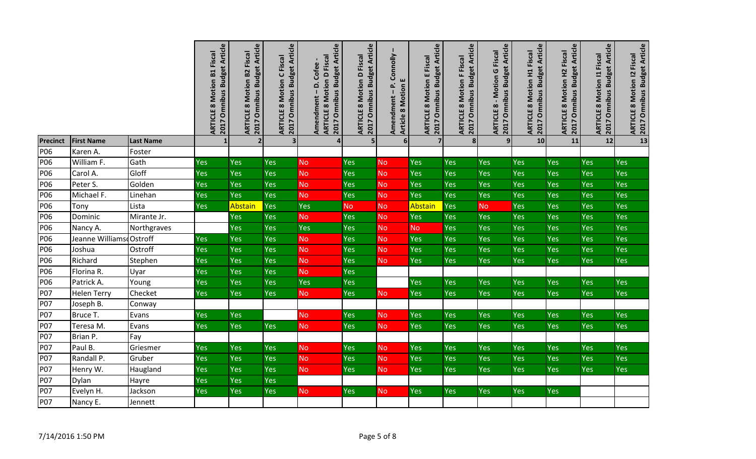| Precinct | First Name | Last Name | ARTICLE 8 Motion B1 Fiscal 2017 Omnibus Budget Article | ARTICLE 8 Motion B2 Fiscal 2017 Omnibus Budget Article | ARTICLE 8 Motion C Fiscal 2017 Omnibus Budget Article | Amendment – D. Cofee - ARTICLE 8 Motion D Fiscal 2017 Omnibus Budget Article | ARTICLE 8 Motion D Fiscal 2017 Omnibus Budget Article | Amendment – P. Connolly – Article 8 Motion E | ARTICLE 8 Motion E Fiscal 2017 Omnibus Budget Article | ARTICLE 8 Motion F Fiscal 2017 Omnibus Budget Article | ARTICLE 8 - Motion G Fiscal 2017 Omnibus Budget Article | ARTICLE 8 Motion H1 Fiscal 2017 Omnibus Budget Article | ARTICLE 8 Motion H2 Fiscal 2017 Omnibus Budget Article | ARTICLE 8 Motion I1 Fiscal 2017 Omnibus Budget Article | ARTICLE 8 Motion I2 Fiscal 2017 Omnibus Budget Article |
|---|---|---|---|---|---|---|---|---|---|---|---|---|---|---|---|
| | | | 1 | 2 | 3 | 4 | 5 | 6 | 7 | 8 | 9 | 10 | 11 | 12 | 13 |
| P06 | Karen A. | Foster | | | | | | | | | | | | | |
| P06 | William F. | Gath | Yes | Yes | Yes | No | Yes | No | Yes | Yes | Yes | Yes | Yes | Yes | Yes |
| P06 | Carol A. | Gloff | Yes | Yes | Yes | No | Yes | No | Yes | Yes | Yes | Yes | Yes | Yes | Yes |
| P06 | Peter S. | Golden | Yes | Yes | Yes | No | Yes | No | Yes | Yes | Yes | Yes | Yes | Yes | Yes |
| P06 | Michael F. | Linehan | Yes | Yes | Yes | No | Yes | No | Yes | Yes | Yes | Yes | Yes | Yes | Yes |
| P06 | Tony | Lista | Yes | Abstain | Yes | Yes | No | No | Abstain | Yes | No | Yes | Yes | Yes | Yes |
| P06 | Dominic | Mirante Jr. | | Yes | Yes | No | Yes | No | Yes | Yes | Yes | Yes | Yes | Yes | Yes |
| P06 | Nancy A. | Northgraves | | Yes | Yes | Yes | Yes | No | No | Yes | Yes | Yes | Yes | Yes | Yes |
| P06 | Jeanne Williams | Ostroff | Yes | Yes | Yes | No | Yes | No | Yes | Yes | Yes | Yes | Yes | Yes | Yes |
| P06 | Joshua | Ostroff | Yes | Yes | Yes | No | Yes | No | Yes | Yes | Yes | Yes | Yes | Yes | Yes |
| P06 | Richard | Stephen | Yes | Yes | Yes | No | Yes | No | Yes | Yes | Yes | Yes | Yes | Yes | Yes |
| P06 | Florina R. | Uyar | Yes | Yes | Yes | No | Yes | | | | | | | | |
| P06 | Patrick A. | Young | Yes | Yes | Yes | Yes | Yes | | Yes | Yes | Yes | Yes | Yes | Yes | Yes |
| P07 | Helen Terry | Checket | Yes | Yes | Yes | No | Yes | No | Yes | Yes | Yes | Yes | Yes | Yes | Yes |
| P07 | Joseph B. | Conway | | | | | | | | | | | | | |
| P07 | Bruce T. | Evans | Yes | Yes | | No | Yes | No | Yes | Yes | Yes | Yes | Yes | Yes | Yes |
| P07 | Teresa M. | Evans | Yes | Yes | Yes | No | Yes | No | Yes | Yes | Yes | Yes | Yes | Yes | Yes |
| P07 | Brian P. | Fay | | | | | | | | | | | | | |
| P07 | Paul B. | Griesmer | Yes | Yes | Yes | No | Yes | No | Yes | Yes | Yes | Yes | Yes | Yes | Yes |
| P07 | Randall P. | Gruber | Yes | Yes | Yes | No | Yes | No | Yes | Yes | Yes | Yes | Yes | Yes | Yes |
| P07 | Henry W. | Haugland | Yes | Yes | Yes | No | Yes | No | Yes | Yes | Yes | Yes | Yes | Yes | Yes |
| P07 | Dylan | Hayre | Yes | Yes | Yes | | | | | | | | | | |
| P07 | Evelyn H. | Jackson | Yes | Yes | Yes | No | Yes | No | Yes | Yes | Yes | Yes | Yes | | |
| P07 | Nancy E. | Jennett | | | | | | | | | | | | | |

7/14/2016 1:50 PM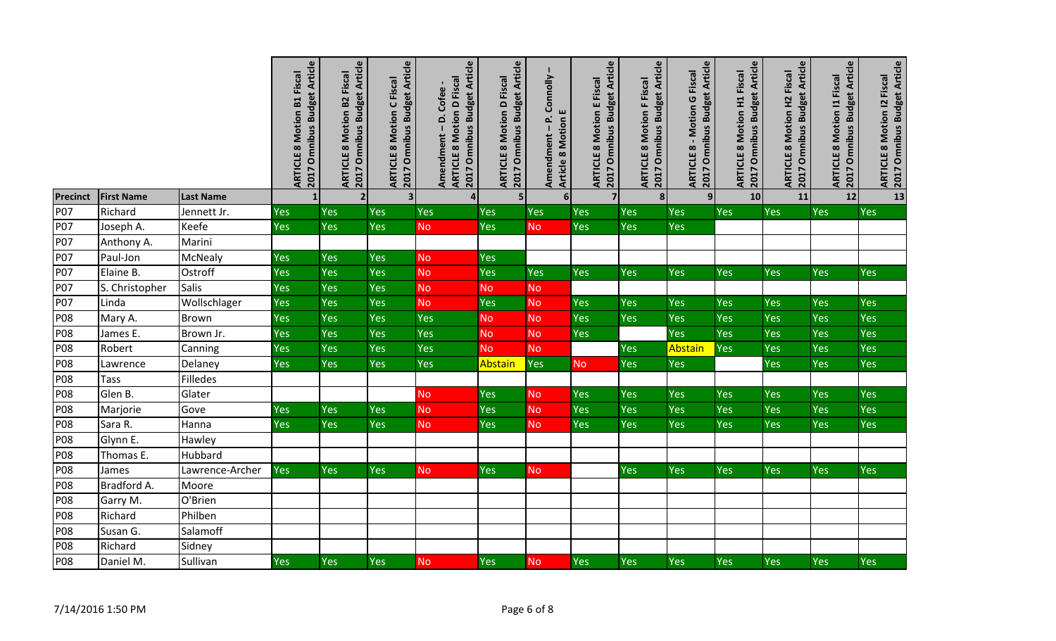| Precinct | First Name | Last Name | ARTICLE 8 Motion B1 Fiscal 2017 Omnibus Budget Article | ARTICLE 8 Motion B2 Fiscal 2017 Omnibus Budget Article | ARTICLE 8 Motion C Fiscal 2017 Omnibus Budget Article | Amendment – D. Cofee - ARTICLE 8 Motion D Fiscal 2017 Omnibus Budget Article | ARTICLE 8 Motion D Fiscal 2017 Omnibus Budget Article | Amendment – P. Connolly – Article 8 Motion E | ARTICLE 8 Motion E Fiscal 2017 Omnibus Budget Article | ARTICLE 8 Motion F Fiscal 2017 Omnibus Budget Article | ARTICLE 8 - Motion G Fiscal 2017 Omnibus Budget Article | ARTICLE 8 Motion H1 Fiscal 2017 Omnibus Budget Article | ARTICLE 8 Motion H2 Fiscal 2017 Omnibus Budget Article | ARTICLE 8 Motion I1 Fiscal 2017 Omnibus Budget Article | ARTICLE 8 Motion I2 Fiscal 2017 Omnibus Budget Article |
|---|---|---|---|---|---|---|---|---|---|---|---|---|---|---|---|
| | | | 1 | 2 | 3 | 4 | 5 | 6 | 7 | 8 | 9 | 10 | 11 | 12 | 13 |
| P07 | Richard | Jennett Jr. | Yes | Yes | Yes | Yes | Yes | Yes | Yes | Yes | Yes | Yes | Yes | Yes | Yes |
| P07 | Joseph A. | Keefe | Yes | Yes | Yes | No | Yes | No | Yes | Yes | Yes | | | | |
| P07 | Anthony A. | Marini | | | | | | | | | | | | | |
| P07 | Paul-Jon | McNealy | Yes | Yes | Yes | No | Yes | | | | | | | | |
| P07 | Elaine B. | Ostroff | Yes | Yes | Yes | No | Yes | Yes | Yes | Yes | Yes | Yes | Yes | Yes | Yes |
| P07 | S. Christopher | Salis | Yes | Yes | Yes | No | No | No | | | | | | | |
| P07 | Linda | Wollschlager | Yes | Yes | Yes | No | Yes | No | Yes | Yes | Yes | Yes | Yes | Yes | Yes |
| P08 | Mary A. | Brown | Yes | Yes | Yes | Yes | No | No | Yes | Yes | Yes | Yes | Yes | Yes | Yes |
| P08 | James E. | Brown Jr. | Yes | Yes | Yes | Yes | No | No | Yes | | Yes | Yes | Yes | Yes | Yes |
| P08 | Robert | Canning | Yes | Yes | Yes | Yes | No | No | | Yes | Abstain | Yes | Yes | Yes | Yes |
| P08 | Lawrence | Delaney | Yes | Yes | Yes | Yes | Abstain | Yes | No | Yes | Yes | | Yes | Yes | Yes |
| P08 | Tass | Filledes | | | | | | | | | | | | | |
| P08 | Glen B. | Glater | | | | No | Yes | No | Yes | Yes | Yes | Yes | Yes | Yes | Yes |
| P08 | Marjorie | Gove | Yes | Yes | Yes | No | Yes | No | Yes | Yes | Yes | Yes | Yes | Yes | Yes |
| P08 | Sara R. | Hanna | Yes | Yes | Yes | No | Yes | No | Yes | Yes | Yes | Yes | Yes | Yes | Yes |
| P08 | Glynn E. | Hawley | | | | | | | | | | | | | |
| P08 | Thomas E. | Hubbard | | | | | | | | | | | | | |
| P08 | James | Lawrence-Archer | Yes | Yes | Yes | No | Yes | No | | Yes | Yes | Yes | Yes | Yes | Yes |
| P08 | Bradford A. | Moore | | | | | | | | | | | | | |
| P08 | Garry M. | O'Brien | | | | | | | | | | | | | |
| P08 | Richard | Philben | | | | | | | | | | | | | |
| P08 | Susan G. | Salamoff | | | | | | | | | | | | | |
| P08 | Richard | Sidney | | | | | | | | | | | | | |
| P08 | Daniel M. | Sullivan | Yes | Yes | Yes | No | Yes | No | Yes | Yes | Yes | Yes | Yes | Yes | Yes |

7/14/2016 1:50 PM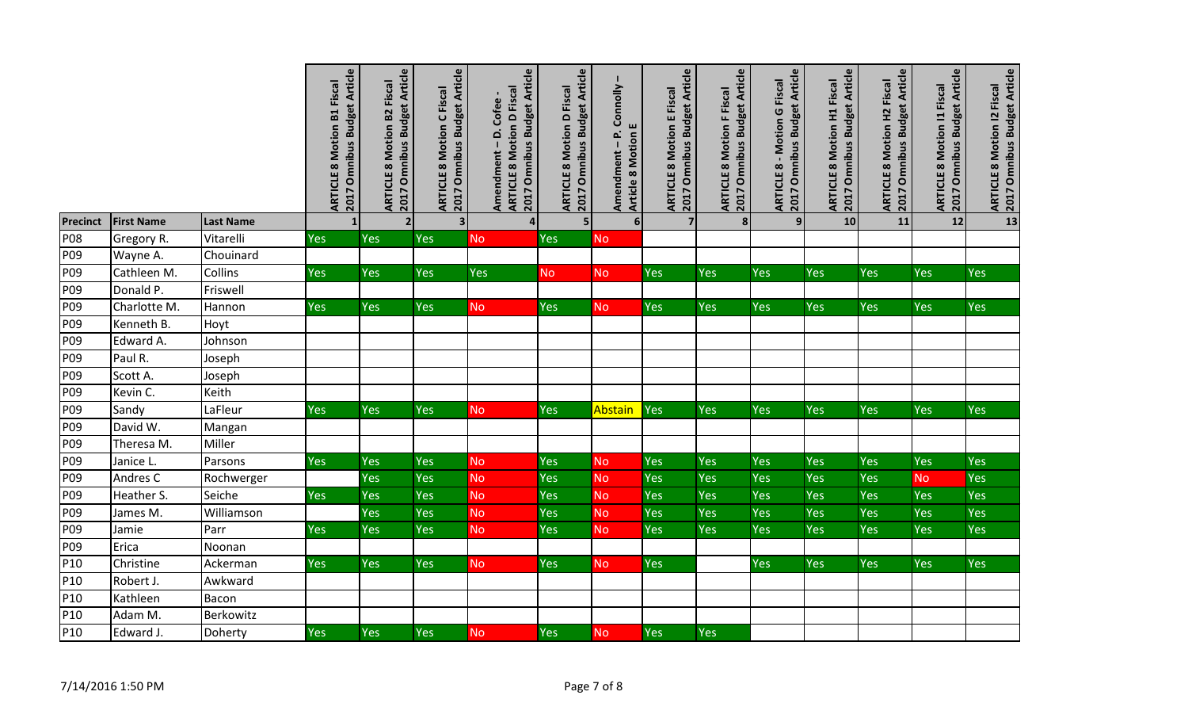| Precinct | First Name | Last Name | ARTICLE 8 Motion B1 Fiscal 2017 Omnibus Budget Article | ARTICLE 8 Motion B2 Fiscal 2017 Omnibus Budget Article | ARTICLE 8 Motion C Fiscal 2017 Omnibus Budget Article | Amendment – D. Cofee - ARTICLE 8 Motion D Fiscal 2017 Omnibus Budget Article | ARTICLE 8 Motion D Fiscal 2017 Omnibus Budget Article | Amendment – P. Connolly – Article 8 Motion E | ARTICLE 8 Motion E Fiscal 2017 Omnibus Budget Article | ARTICLE 8 Motion F Fiscal 2017 Omnibus Budget Article | ARTICLE 8 - Motion G Fiscal 2017 Omnibus Budget Article | ARTICLE 8 Motion H1 Fiscal 2017 Omnibus Budget Article | ARTICLE 8 Motion H2 Fiscal 2017 Omnibus Budget Article | ARTICLE 8 Motion I1 Fiscal 2017 Omnibus Budget Article | ARTICLE 8 Motion I2 Fiscal 2017 Omnibus Budget Article |
|---|---|---|---|---|---|---|---|---|---|---|---|---|---|---|---|
| | | | 1 | 2 | 3 | 4 | 5 | 6 | 7 | 8 | 9 | 10 | 11 | 12 | 13 |
| P08 | Gregory R. | Vitarelli | Yes | Yes | Yes | No | Yes | No | | | | | | | |
| P09 | Wayne A. | Chouinard | | | | | | | | | | | | | |
| P09 | Cathleen M. | Collins | Yes | Yes | Yes | Yes | No | No | Yes | Yes | Yes | Yes | Yes | Yes | Yes |
| P09 | Donald P. | Friswell | | | | | | | | | | | | | |
| P09 | Charlotte M. | Hannon | Yes | Yes | Yes | No | Yes | No | Yes | Yes | Yes | Yes | Yes | Yes | Yes |
| P09 | Kenneth B. | Hoyt | | | | | | | | | | | | | |
| P09 | Edward A. | Johnson | | | | | | | | | | | | | |
| P09 | Paul R. | Joseph | | | | | | | | | | | | | |
| P09 | Scott A. | Joseph | | | | | | | | | | | | | |
| P09 | Kevin C. | Keith | | | | | | | | | | | | | |
| P09 | Sandy | LaFleur | Yes | Yes | Yes | No | Yes | Abstain | Yes | Yes | Yes | Yes | Yes | Yes | Yes |
| P09 | David W. | Mangan | | | | | | | | | | | | | |
| P09 | Theresa M. | Miller | | | | | | | | | | | | | |
| P09 | Janice L. | Parsons | Yes | Yes | Yes | No | Yes | No | Yes | Yes | Yes | Yes | Yes | Yes | Yes |
| P09 | Andres C | Rochwerger | | Yes | Yes | No | Yes | No | Yes | Yes | Yes | Yes | Yes | No | Yes |
| P09 | Heather S. | Seiche | Yes | Yes | Yes | No | Yes | No | Yes | Yes | Yes | Yes | Yes | Yes | Yes |
| P09 | James M. | Williamson | | Yes | Yes | No | Yes | No | Yes | Yes | Yes | Yes | Yes | Yes | Yes |
| P09 | Jamie | Parr | Yes | Yes | Yes | No | Yes | No | Yes | Yes | Yes | Yes | Yes | Yes | Yes |
| P09 | Erica | Noonan | | | | | | | | | | | | | |
| P10 | Christine | Ackerman | Yes | Yes | Yes | No | Yes | No | Yes | | Yes | Yes | Yes | Yes | Yes |
| P10 | Robert J. | Awkward | | | | | | | | | | | | | |
| P10 | Kathleen | Bacon | | | | | | | | | | | | | |
| P10 | Adam M. | Berkowitz | | | | | | | | | | | | | |
| P10 | Edward J. | Doherty | Yes | Yes | Yes | No | Yes | No | Yes | Yes | | | | | |

7/14/2016 1:50 PM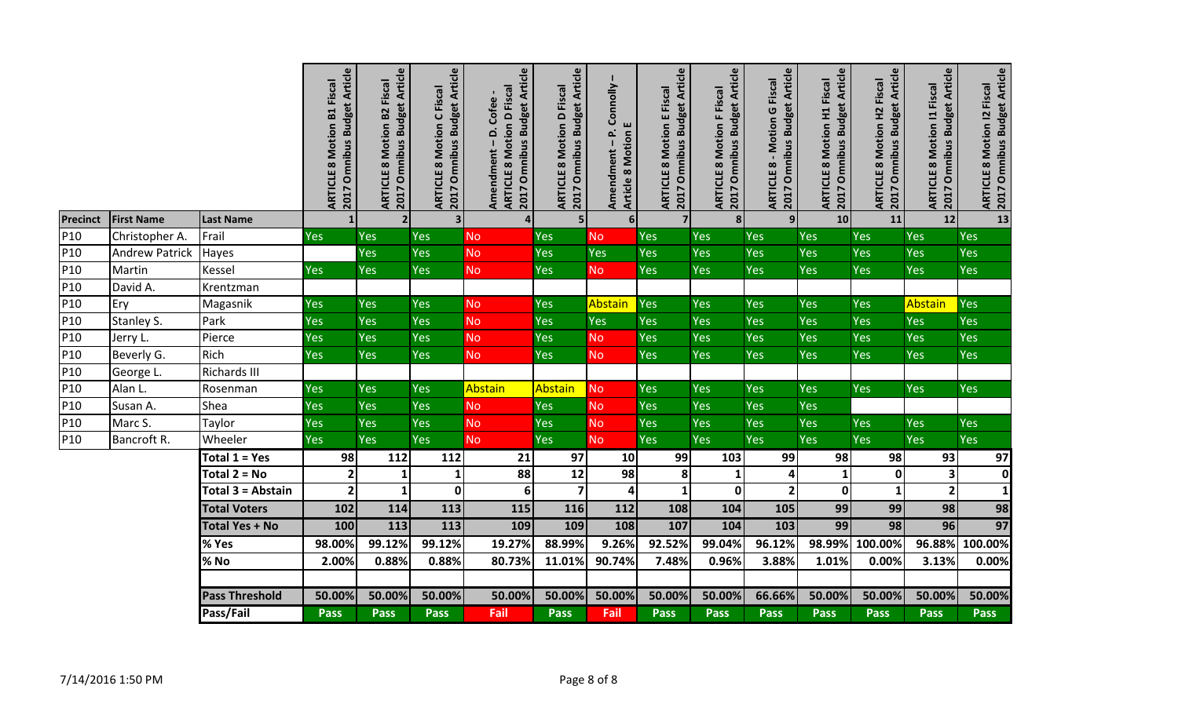| | | | ARTICLE 8 Motion B1 Fiscal 2017 Omnibus Budget Article | ARTICLE 8 Motion B2 Fiscal 2017 Omnibus Budget Article | ARTICLE 8 Motion C Fiscal 2017 Omnibus Budget Article | Amendment – D. Cofee - ARTICLE 8 Motion D Fiscal 2017 Omnibus Budget Article | ARTICLE 8 Motion D Fiscal 2017 Omnibus Budget Article | Amendment – P. Connolly – Article 8 Motion E | ARTICLE 8 Motion E Fiscal 2017 Omnibus Budget Article | ARTICLE 8 Motion F Fiscal 2017 Omnibus Budget Article | ARTICLE 8 - Motion G Fiscal 2017 Omnibus Budget Article | ARTICLE 8 Motion H1 Fiscal 2017 Omnibus Budget Article | ARTICLE 8 Motion H2 Fiscal 2017 Omnibus Budget Article | ARTICLE 8 Motion I1 Fiscal 2017 Omnibus Budget Article | ARTICLE 8 Motion I2 Fiscal 2017 Omnibus Budget Article |
|---|---|---|---|---|---|---|---|---|---|---|---|---|---|---|---|
| Precinct | First Name | Last Name | 1 | 2 | 3 | 4 | 5 | 6 | 7 | 8 | 9 | 10 | 11 | 12 | 13 |
| P10 | Christopher A. | Frail | Yes | Yes | Yes | No | Yes | No | Yes | Yes | Yes | Yes | Yes | Yes | Yes |
| P10 | Andrew Patrick | Hayes | | Yes | Yes | No | Yes | Yes | Yes | Yes | Yes | Yes | Yes | Yes | Yes |
| P10 | Martin | Kessel | Yes | Yes | Yes | No | Yes | No | Yes | Yes | Yes | Yes | Yes | Yes | Yes |
| P10 | David A. | Krentzman | | | | | | | | | | | | | |
| P10 | Ery | Magasnik | Yes | Yes | Yes | No | Yes | Abstain | Yes | Yes | Yes | Yes | Yes | Abstain | Yes |
| P10 | Stanley S. | Park | Yes | Yes | Yes | No | Yes | Yes | Yes | Yes | Yes | Yes | Yes | Yes | Yes |
| P10 | Jerry L. | Pierce | Yes | Yes | Yes | No | Yes | No | Yes | Yes | Yes | Yes | Yes | Yes | Yes |
| P10 | Beverly G. | Rich | Yes | Yes | Yes | No | Yes | No | Yes | Yes | Yes | Yes | Yes | Yes | Yes |
| P10 | George L. | Richards III | | | | | | | | | | | | | |
| P10 | Alan L. | Rosenman | Yes | Yes | Yes | Abstain | Abstain | No | Yes | Yes | Yes | Yes | Yes | Yes | Yes |
| P10 | Susan A. | Shea | Yes | Yes | Yes | No | Yes | No | Yes | Yes | Yes | Yes | | | |
| P10 | Marc S. | Taylor | Yes | Yes | Yes | No | Yes | No | Yes | Yes | Yes | Yes | Yes | Yes | Yes |
| P10 | Bancroft R. | Wheeler | Yes | Yes | Yes | No | Yes | No | Yes | Yes | Yes | Yes | Yes | Yes | Yes |
| | | Total 1 = Yes | 98 | 112 | 112 | 21 | 97 | 10 | 99 | 103 | 99 | 98 | 98 | 93 | 97 |
| | | Total 2 = No | 2 | 1 | 1 | 88 | 12 | 98 | 8 | 1 | 4 | 1 | 0 | 3 | 0 |
| | | Total 3 = Abstain | 2 | 1 | 0 | 6 | 7 | 4 | 1 | 0 | 2 | 0 | 1 | 2 | 1 |
| | | Total Voters | 102 | 114 | 113 | 115 | 116 | 112 | 108 | 104 | 105 | 99 | 99 | 98 | 98 |
| | | Total Yes + No | 100 | 113 | 113 | 109 | 109 | 108 | 107 | 104 | 103 | 99 | 98 | 96 | 97 |
| | | % Yes | 98.00% | 99.12% | 99.12% | 19.27% | 88.99% | 9.26% | 92.52% | 99.04% | 96.12% | 98.99% | 100.00% | 96.88% | 100.00% |
| | | % No | 2.00% | 0.88% | 0.88% | 80.73% | 11.01% | 90.74% | 7.48% | 0.96% | 3.88% | 1.01% | 0.00% | 3.13% | 0.00% |
| | | | | | | | | | | | | | | | |
| | | Pass Threshold | 50.00% | 50.00% | 50.00% | 50.00% | 50.00% | 50.00% | 50.00% | 50.00% | 66.66% | 50.00% | 50.00% | 50.00% | 50.00% |
| | | Pass/Fail | Pass | Pass | Pass | Fail | Pass | Fail | Pass | Pass | Pass | Pass | Pass | Pass | Pass |

7/14/2016 1:50 PM